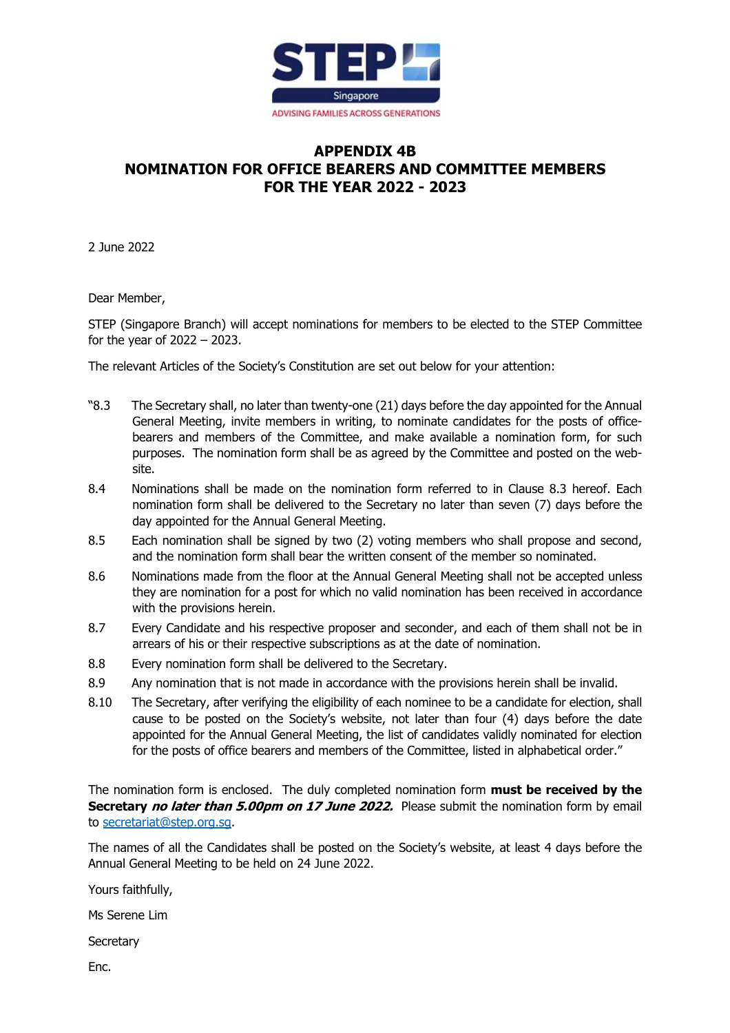# APPENDIX 4B
# NOMINATION FOR OFFICE BEARERS AND COMMITTEE MEMBERS FOR THE YEAR 2022 - 2023

2 June 2022

Dear Member,

STEP (Singapore Branch) will accept nominations for members to be elected to the STEP Committee for the year of 2022 – 2023.

The relevant Articles of the Society's Constitution are set out below for your attention:

"8.3 The Secretary shall, no later than twenty-one (21) days before the day appointed for the Annual General Meeting, invite members in writing, to nominate candidates for the posts of office-bearers and members of the Committee, and make available a nomination form, for such purposes. The nomination form shall be as agreed by the Committee and posted on the web-site.

8.4 Nominations shall be made on the nomination form referred to in Clause 8.3 hereof. Each nomination form shall be delivered to the Secretary no later than seven (7) days before the day appointed for the Annual General Meeting.

8.5 Each nomination shall be signed by two (2) voting members who shall propose and second, and the nomination form shall bear the written consent of the member so nominated.

8.6 Nominations made from the floor at the Annual General Meeting shall not be accepted unless they are nomination for a post for which no valid nomination has been received in accordance with the provisions herein.

8.7 Every Candidate and his respective proposer and seconder, and each of them shall not be in arrears of his or their respective subscriptions as at the date of nomination.

8.8 Every nomination form shall be delivered to the Secretary.

8.9 Any nomination that is not made in accordance with the provisions herein shall be invalid.

8.10 The Secretary, after verifying the eligibility of each nominee to be a candidate for election, shall cause to be posted on the Society's website, not later than four (4) days before the date appointed for the Annual Meeting, the list of candidates validly nominated for election for the posts of office bearers and members of the Committee, listed in alphabetical order."

The nomination form is enclosed. The duly completed nomination form **must be received by the Secretary *no later than 5.00pm on 17 June 2022.*** Please submit the nomination form by email to secretariat@step.org.sg.

The names of all the Candidates shall be posted on the Society's website, at least 4 days before the Annual General Meeting to be held on 24 June 2022.

Yours faithfully,

Ms Serene Lim

Secretary

Enc.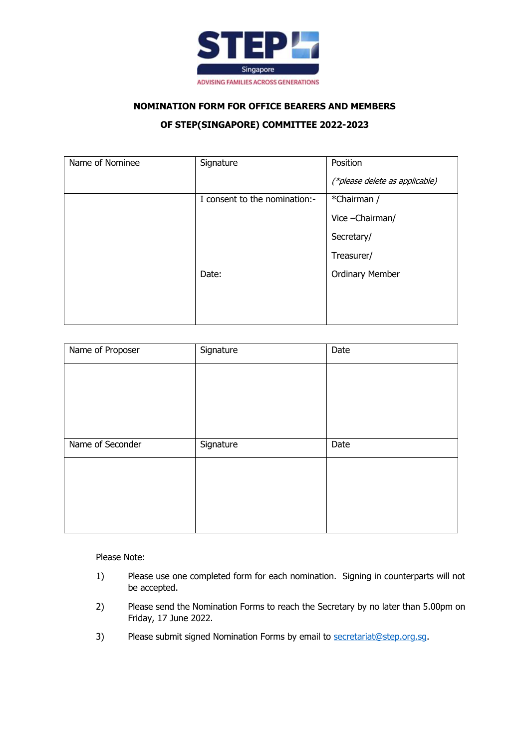STEP Singapore

ADVISING FAMILIES ACROSS GENERATIONS

**NOMINATION FORM FOR OFFICE BEARERS AND MEMBERS**

**OF STEP(SINGAPORE) COMMITTEE 2022-2023**

| Name of Nominee | Signature | Position<br>*(\*please delete as applicable)* |
|---|---|---|
| | I consent to the nomination:-<br><br><br><br>Date: | \*Chairman /<br>Vice –Chairman/<br>Secretary/<br>Treasurer/<br>Ordinary Member |

| Name of Proposer | Signature | Date |
|---|---|---|
| | | |
| **Name of Seconder** | **Signature** | **Date** |
| | | |

Please Note:

1) Please use one completed form for each nomination. Signing in counterparts will not be accepted.

2) Please send the Nomination Forms to reach the Secretary by no later than 5.00pm on Friday, 17 June 2022.

3) Please submit signed Nomination Forms by email to secretariat@step.org.sg.